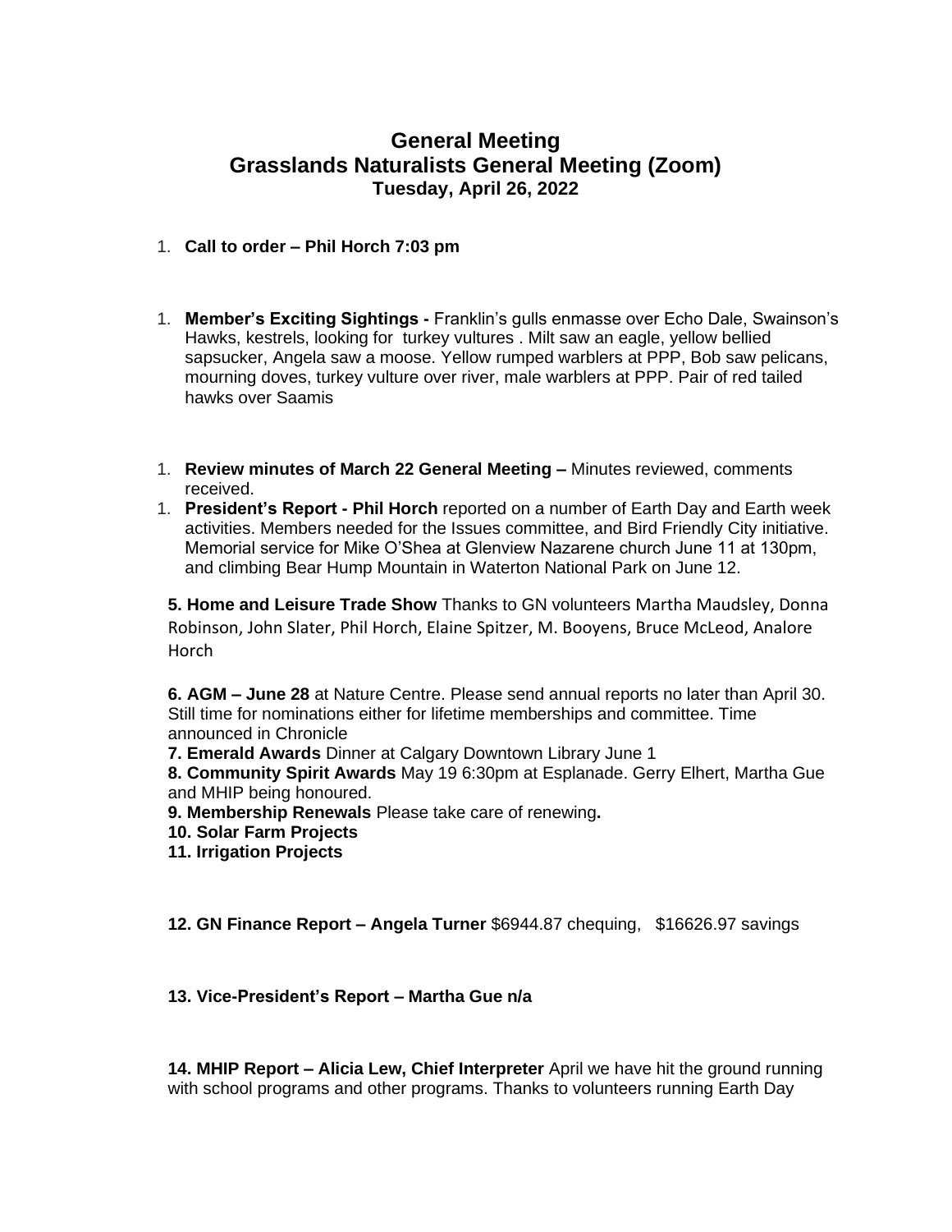# General Meeting
## Grasslands Naturalists General Meeting (Zoom)
### Tuesday, April 26, 2022

1. **Call to order – Phil Horch 7:03 pm**

1. **Member's Exciting Sightings -** Franklin's gulls enmasse over Echo Dale, Swainson's Hawks, kestrels, looking for turkey vultures . Milt saw an eagle, yellow bellied sapsucker, Angela saw a moose. Yellow rumped warblers at PPP, Bob saw pelicans, mourning doves, turkey vulture over river, male warblers at PPP. Pair of red tailed hawks over Saamis

1. **Review minutes of March 22 General Meeting –** Minutes reviewed, comments received.
1. **President's Report - Phil Horch** reported on a number of Earth Day and Earth week activities. Members needed for the Issues committee, and Bird Friendly City initiative. Memorial service for Mike O'Shea at Glenview Nazarene church June 11 at 130pm, and climbing Bear Hump Mountain in Waterton National Park on June 12.

**5. Home and Leisure Trade Show** Thanks to GN volunteers Martha Maudsley, Donna Robinson, John Slater, Phil Horch, Elaine Spitzer, M. Booyens, Bruce McLeod, Analore Horch

**6. AGM – June 28** at Nature Centre. Please send annual reports no later than April 30. Still time for nominations either for lifetime memberships and committee. Time announced in Chronicle

**7. Emerald Awards** Dinner at Calgary Downtown Library June 1

**8. Community Spirit Awards** May 19 6:30pm at Esplanade. Gerry Elhert, Martha Gue and MHIP being honoured.

**9. Membership Renewals** Please take care of renewing**.**

**10. Solar Farm Projects**

**11. Irrigation Projects**

**12. GN Finance Report – Angela Turner** $6944.87 chequing, $16626.97 savings

**13. Vice-President's Report – Martha Gue n/a**

**14. MHIP Report – Alicia Lew, Chief Interpreter** April we have hit the ground running with school programs and other programs. Thanks to volunteers running Earth Day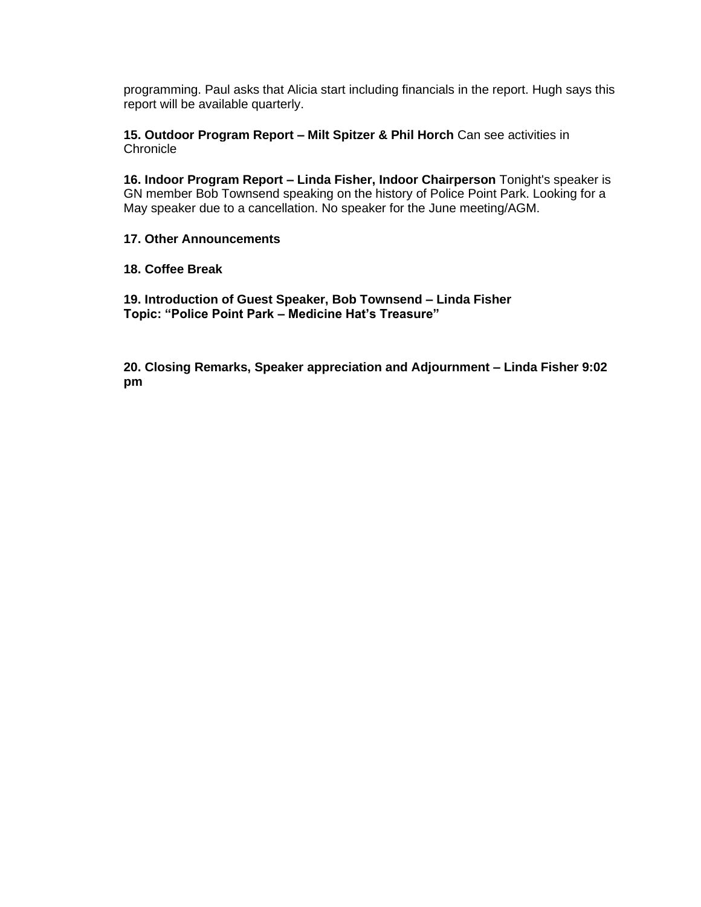programming. Paul asks that Alicia start including financials in the report. Hugh says this report will be available quarterly.

**15. Outdoor Program Report – Milt Spitzer & Phil Horch** Can see activities in Chronicle

**16. Indoor Program Report – Linda Fisher, Indoor Chairperson** Tonight's speaker is GN member Bob Townsend speaking on the history of Police Point Park. Looking for a May speaker due to a cancellation. No speaker for the June meeting/AGM.

**17. Other Announcements**

**18. Coffee Break**

**19. Introduction of Guest Speaker, Bob Townsend – Linda Fisher**
**Topic: "Police Point Park – Medicine Hat's Treasure"**

**20. Closing Remarks, Speaker appreciation and Adjournment – Linda Fisher 9:02 pm**